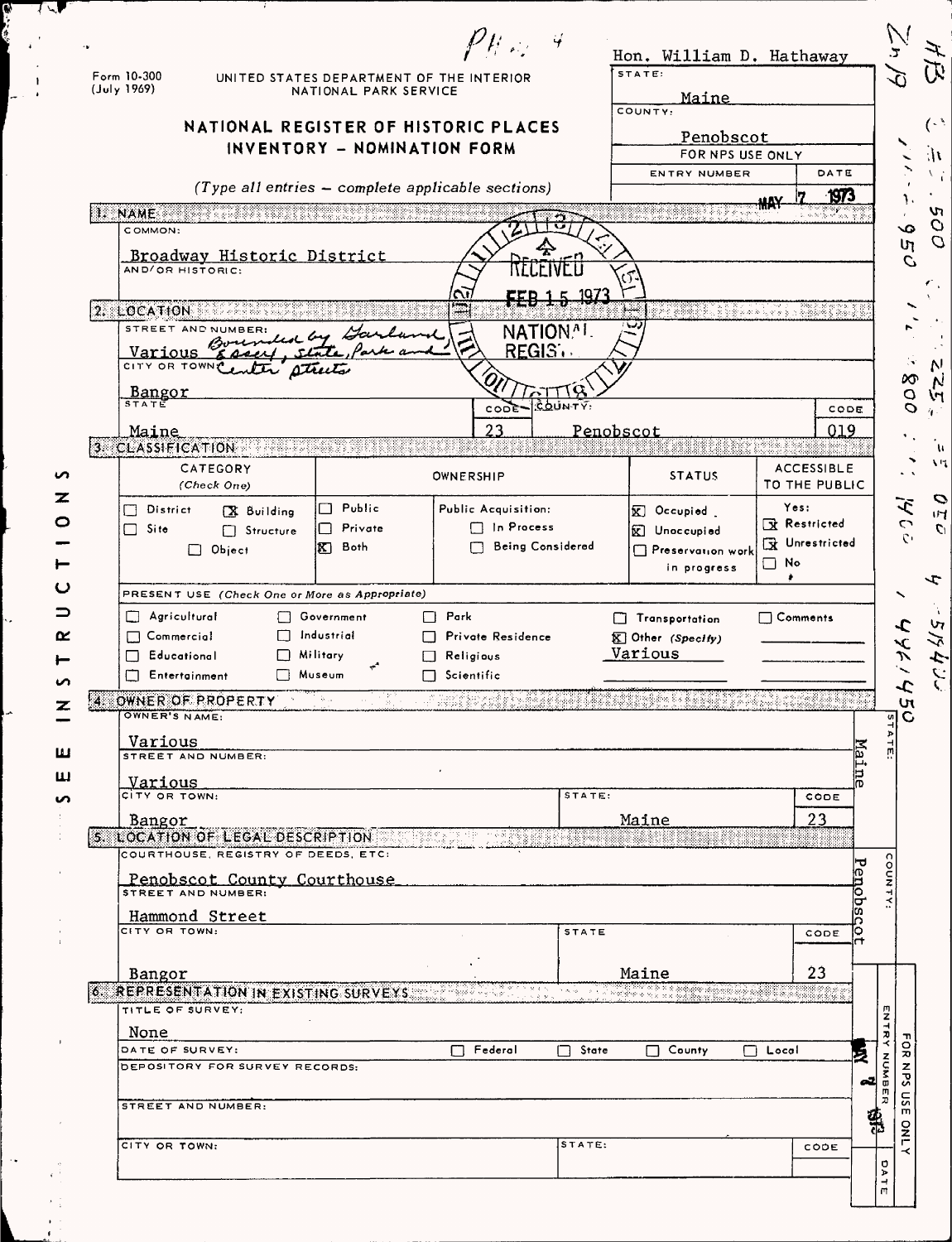Form 10-300
(July 1969)

UNITED STATES DEPARTMENT OF THE INTERIOR
NATIONAL PARK SERVICE

# NATIONAL REGISTER OF HISTORIC PLACES
## INVENTORY - NOMINATION FORM

*(Type all entries - complete applicable sections)*

Hon. William D. Hathaway

| STATE: | |
|---|---|
| Maine | |
| COUNTY: | |
| Penobscot | |
| FOR NPS USE ONLY | |
| ENTRY NUMBER | DATE |
| | MAY 7 1973 |

RECEIVED FEB 15 1973 NATIONAL REGISTER

## 1. NAME

COMMON:
Broadway Historic District

AND/OR HISTORIC:

## 2. LOCATION

STREET AND NUMBER:
Various Bounded by Garland, Essex, State, Park and Center Streets

CITY OR TOWN:
Bangor

| STATE | CODE | COUNTY: | CODE |
|---|---|---|---|
| Maine | 23 | Penobscot | 019 |

## 3. CLASSIFICATION

| CATEGORY (Check One) | | OWNERSHIP | | STATUS | ACCESSIBLE TO THE PUBLIC |
|---|---|---|---|---|---|
| ☐ District | ☒ Building | ☐ Public | Public Acquisition: | ☒ Occupied | Yes: |
| ☐ Site | ☐ Structure | ☐ Private | ☐ In Process | ☒ Unoccupied | ☒ Restricted |
| ☐ Object | | ☒ Both | ☐ Being Considered | ☐ Preservation work in progress | ☒ Unrestricted |
| | | | | | ☐ No |

PRESENT USE (Check One or More as Appropriate)

| | | | | |
|---|---|---|---|---|
| ☐ Agricultural | ☐ Government | ☐ Park | ☐ Transportation | ☐ Comments |
| ☐ Commercial | ☐ Industrial | ☐ Private Residence | ☒ Other (Specify) Various | |
| ☐ Educational | ☐ Military | ☐ Religious | | |
| ☐ Entertainment | ☐ Museum | ☐ Scientific | | |

## 4. OWNER OF PROPERTY

OWNER'S NAME:
Various

STREET AND NUMBER:
Various

| CITY OR TOWN: | STATE: | CODE |
|---|---|---|
| Bangor | Maine | 23 |

STATE: Maine

## 5. LOCATION OF LEGAL DESCRIPTION

COURTHOUSE, REGISTRY OF DEEDS, ETC:
Penobscot County Courthouse

STREET AND NUMBER:
Hammond Street

| CITY OR TOWN: | STATE | CODE |
|---|---|---|
| Bangor | Maine | 23 |

COUNTY: Penobscot

## 6. REPRESENTATION IN EXISTING SURVEYS

TITLE OF SURVEY:
None

DATE OF SURVEY: ☐ Federal ☐ State ☐ County ☐ Local

DEPOSITORY FOR SURVEY RECORDS:

STREET AND NUMBER:

| CITY OR TOWN: | STATE: | CODE |
|---|---|---|
| | | |

FOR NPS USE ONLY — ENTRY NUMBER — DATE: MAY 7 1973

SEE INSTRUCTIONS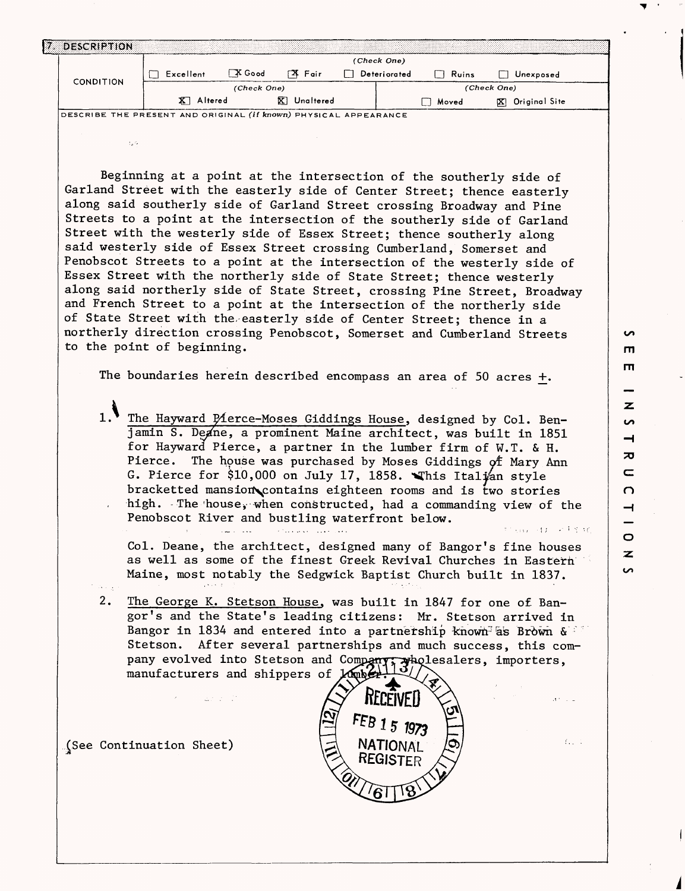## 7. DESCRIPTION

| CONDITION | (Check One) | | | | | |
|---|---|---|---|---|---|---|
| | ☐ Excellent | ☒ Good | ☒ Fair | ☐ Deteriorated | ☐ Ruins | ☐ Unexposed |
| | (Check One) | | | (Check One) | | |
| | ☒ Altered | ☒ Unaltered | | ☐ Moved | ☒ Original Site | |

DESCRIBE THE PRESENT AND ORIGINAL *(if known)* PHYSICAL APPEARANCE

Beginning at a point at the intersection of the southerly side of Garland Street with the easterly side of Center Street; thence easterly along said southerly side of Garland Street crossing Broadway and Pine Streets to a point at the intersection of the southerly side of Garland Street with the westerly side of Essex Street; thence southerly along said westerly side of Essex Street crossing Cumberland, Somerset and Penobscot Streets to a point at the intersection of the westerly side of Essex Street with the northerly side of State Street; thence westerly along said northerly side of State Street, crossing Pine Street, Broadway and French Street to a point at the intersection of the northerly side of State Street with the easterly side of Center Street; thence in a northerly direction crossing Penobscot, Somerset and Cumberland Streets to the point of beginning.

The boundaries herein described encompass an area of 50 acres ±.

1. The Hayward Pierce-Moses Giddings House, designed by Col. Benjamin S. Deane, a prominent Maine architect, was built in 1851 for Hayward Pierce, a partner in the lumber firm of W.T. & H. Pierce. The house was purchased by Moses Giddings of Mary Ann G. Pierce for $10,000 on July 17, 1858. This Italian style bracketted mansion contains eighteen rooms and is two stories high. The house, when constructed, had a commanding view of the Penobscot River and bustling waterfront below.

   Col. Deane, the architect, designed many of Bangor's fine houses as well as some of the finest Greek Revival Churches in Eastern Maine, most notably the Sedgwick Baptist Church built in 1837.

2. The George K. Stetson House, was built in 1847 for one of Bangor's and the State's leading citizens: Mr. Stetson arrived in Bangor in 1834 and entered into a partnership known as Brown & Stetson. After several partnerships and much success, this company evolved into Stetson and Company, wholesalers, importers, manufacturers and shippers of lumber.

(See Continuation Sheet)

RECEIVED FEB 15 1973 NATIONAL REGISTER

SEE INSTRUCTIONS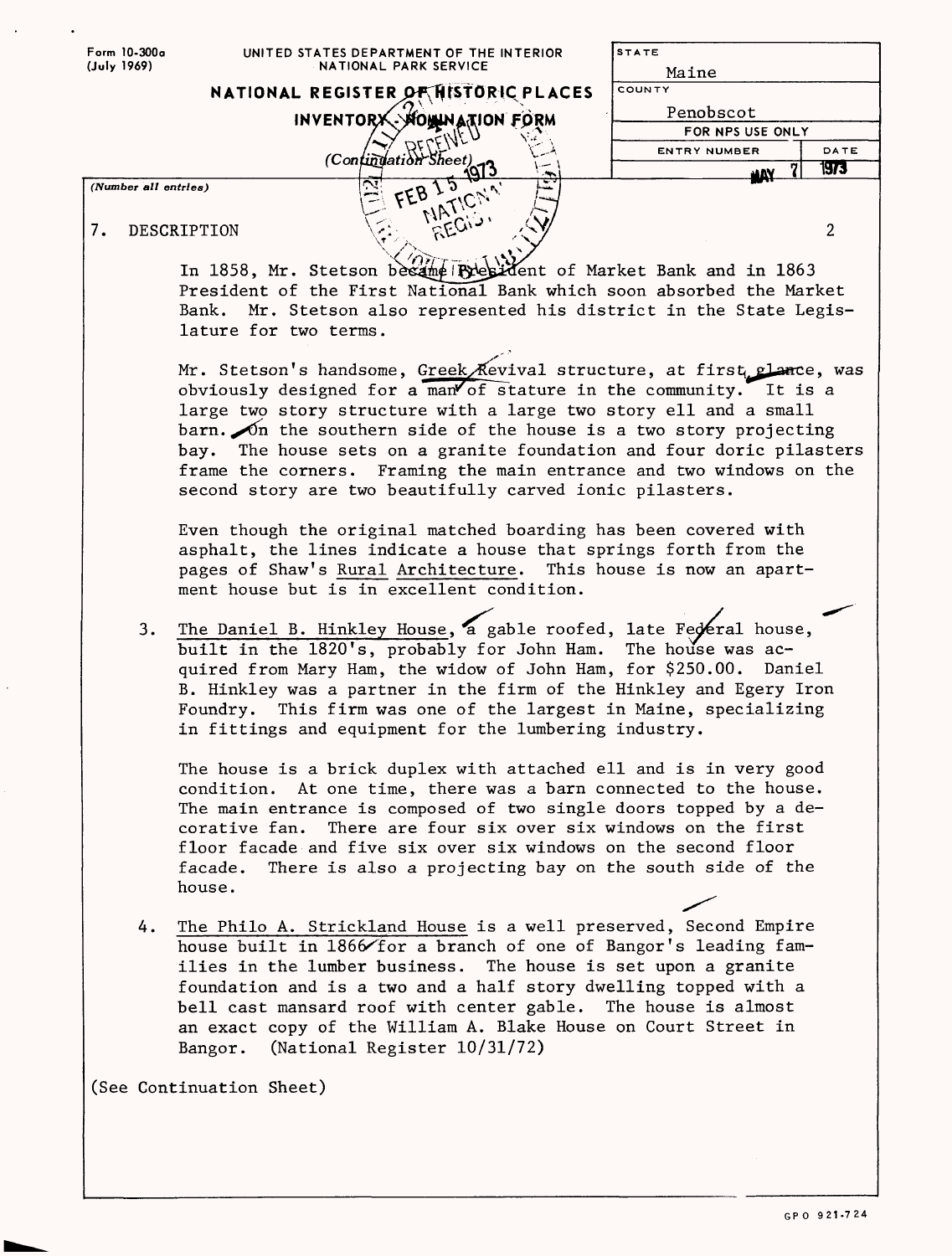Form 10-300a (July 1969)

UNITED STATES DEPARTMENT OF THE INTERIOR
NATIONAL PARK SERVICE

**NATIONAL REGISTER OF HISTORIC PLACES**
**INVENTORY - NOMINATION FORM**
(Continuation Sheet)

| STATE | |
|---|---|
| Maine | |
| COUNTY | |
| Penobscot | |
| FOR NPS USE ONLY | |
| ENTRY NUMBER | DATE |
| MAY 7 | 1973 |

(Number all entries)

7. DESCRIPTION

In 1858, Mr. Stetson became President of Market Bank and in 1863 President of the First National Bank which soon absorbed the Market Bank. Mr. Stetson also represented his district in the State Legislature for two terms.

Mr. Stetson's handsome, Greek Revival structure, at first glance, was obviously designed for a man of stature in the community. It is a large two story structure with a large two story ell and a small barn. On the southern side of the house is a two story projecting bay. The house sets on a granite foundation and four doric pilasters frame the corners. Framing the main entrance and two windows on the second story are two beautifully carved ionic pilasters.

Even though the original matched boarding has been covered with asphalt, the lines indicate a house that springs forth from the pages of Shaw's Rural Architecture. This house is now an apartment house but is in excellent condition.

3. The Daniel B. Hinkley House, a gable roofed, late Federal house, built in the 1820's, probably for John Ham. The house was acquired from Mary Ham, the widow of John Ham, for $250.00. Daniel B. Hinkley was a partner in the firm of the Hinkley and Egery Iron Foundry. This firm was one of the largest in Maine, specializing in fittings and equipment for the lumbering industry.

   The house is a brick duplex with attached ell and is in very good condition. At one time, there was a barn connected to the house. The main entrance is composed of two single doors topped by a decorative fan. There are four six over six windows on the first floor facade and five six over six windows on the second floor facade. There is also a projecting bay on the south side of the house.

4. The Philo A. Strickland House is a well preserved, Second Empire house built in 1866 for a branch of one of Bangor's leading families in the lumber business. The house is set upon a granite foundation and is a two and a half story dwelling topped with a bell cast mansard roof with center gable. The house is almost an exact copy of the William A. Blake House on Court Street in Bangor. (National Register 10/31/72)

(See Continuation Sheet)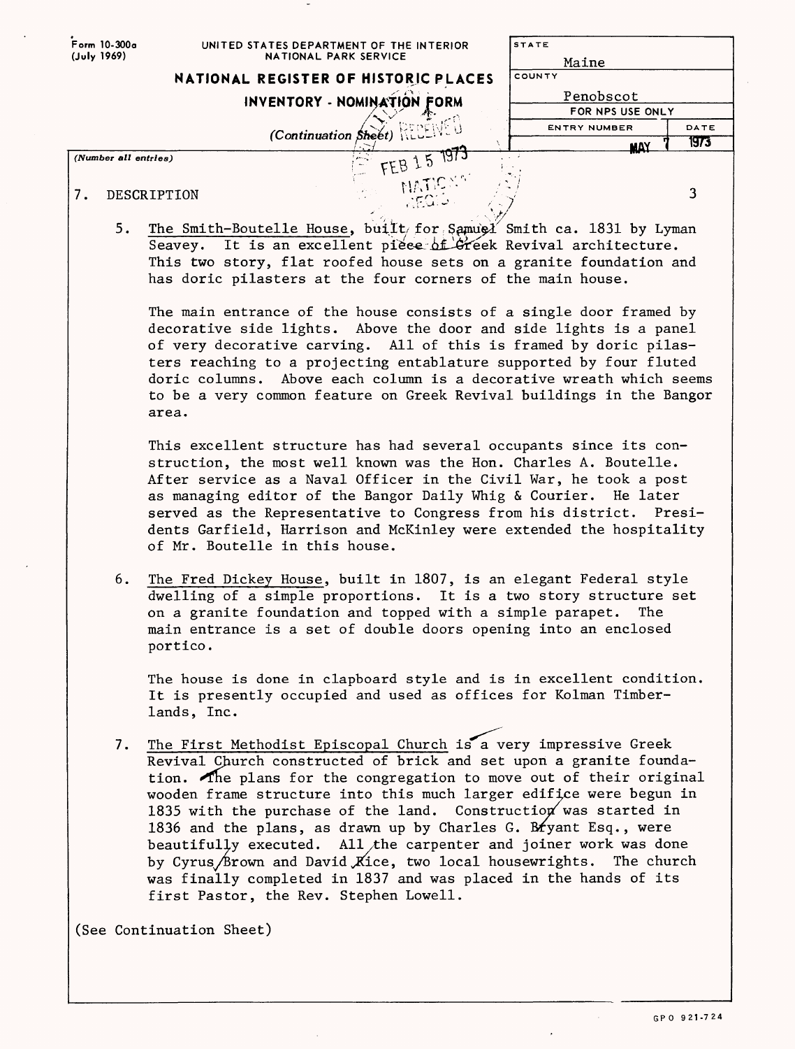Form 10-300a (July 1969)

UNITED STATES DEPARTMENT OF THE INTERIOR
NATIONAL PARK SERVICE

## NATIONAL REGISTER OF HISTORIC PLACES
### INVENTORY - NOMINATION FORM
*(Continuation Sheet)*

| STATE | |
|---|---|
| Maine | |
| COUNTY | |
| Penobscot | |
| FOR NPS USE ONLY | |
| ENTRY NUMBER | DATE |
| | MAY 7 1973 |

RECEIVED FEB 15 1973

*(Number all entries)*

7. DESCRIPTION

3

5. The Smith-Boutelle House, built for Samuel Smith ca. 1831 by Lyman Seavey. It is an excellent piece of Greek Revival architecture. This two story, flat roofed house sets on a granite foundation and has doric pilasters at the four corners of the main house.

   The main entrance of the house consists of a single door framed by decorative side lights. Above the door and side lights is a panel of very decorative carving. All of this is framed by doric pilasters reaching to a projecting entablature supported by four fluted doric columns. Above each column is a decorative wreath which seems to be a very common feature on Greek Revival buildings in the Bangor area.

   This excellent structure has had several occupants since its construction, the most well known was the Hon. Charles A. Boutelle. After service as a Naval Officer in the Civil War, he took a post as managing editor of the Bangor Daily Whig & Courier. He later served as the Representative to Congress from his district. Presidents Garfield, Harrison and McKinley were extended the hospitality of Mr. Boutelle in this house.

6. The Fred Dickey House, built in 1807, is an elegant Federal style dwelling of a simple proportions. It is a two story structure set on a granite foundation and topped with a simple parapet. The main entrance is a set of double doors opening into an enclosed portico.

   The house is done in clapboard style and is in excellent condition. It is presently occupied and used as offices for Kolman Timberlands, Inc.

7. The First Methodist Episcopal Church is a very impressive Greek Revival Church constructed of brick and set upon a granite foundation. The plans for the congregation to move out of their original wooden frame structure into this much larger edifice were begun in 1835 with the purchase of the land. Construction was started in 1836 and the plans, as drawn up by Charles G. Bryant Esq., were beautifully executed. All the carpenter and joiner work was done by Cyrus Brown and David Rice, two local housewrights. The church was finally completed in 1837 and was placed in the hands of its first Pastor, the Rev. Stephen Lowell.

(See Continuation Sheet)

GPO 921-724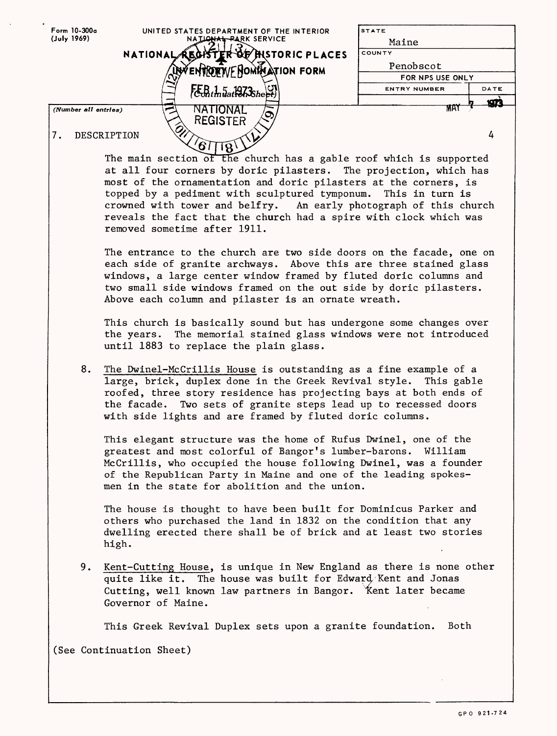Form 10-300a
(July 1969)

UNITED STATES DEPARTMENT OF THE INTERIOR
NATIONAL PARK SERVICE

NATIONAL REGISTER OF HISTORIC PLACES
INVENTORY -- NOMINATION FORM

(Continuation Sheet)

| STATE | |
|---|---|
| Maine | |
| COUNTY | |
| Penobscot | |
| FOR NPS USE ONLY | |
| ENTRY NUMBER | DATE |
| | MAY 7 1973 |

(Number all entries)

7. DESCRIPTION

The main section of the church has a gable roof which is supported at all four corners by doric pilasters. The projection, which has most of the ornamentation and doric pilasters at the corners, is topped by a pediment with sculptured tymponum. This in turn is crowned with tower and belfry. An early photograph of this church reveals the fact that the church had a spire with clock which was removed sometime after 1911.

The entrance to the church are two side doors on the facade, one on each side of granite archways. Above this are three stained glass windows, a large center window framed by fluted doric columns and two small side windows framed on the out side by doric pilasters. Above each column and pilaster is an ornate wreath.

This church is basically sound but has undergone some changes over the years. The memorial stained glass windows were not introduced until 1883 to replace the plain glass.

8. The Dwinel-McCrillis House is outstanding as a fine example of a large, brick, duplex done in the Greek Revival style. This gable roofed, three story residence has projecting bays at both ends of the facade. Two sets of granite steps lead up to recessed doors with side lights and are framed by fluted doric columns.

   This elegant structure was the home of Rufus Dwinel, one of the greatest and most colorful of Bangor's lumber-barons. William McCrillis, who occupied the house following Dwinel, was a founder of the Republican Party in Maine and one of the leading spokesmen in the state for abolition and the union.

   The house is thought to have been built for Dominicus Parker and others who purchased the land in 1832 on the condition that any dwelling erected there shall be of brick and at least two stories high.

9. Kent-Cutting House, is unique in New England as there is none other quite like it. The house was built for Edward Kent and Jonas Cutting, well known law partners in Bangor. Kent later became Governor of Maine.

   This Greek Revival Duplex sets upon a granite foundation. Both

(See Continuation Sheet)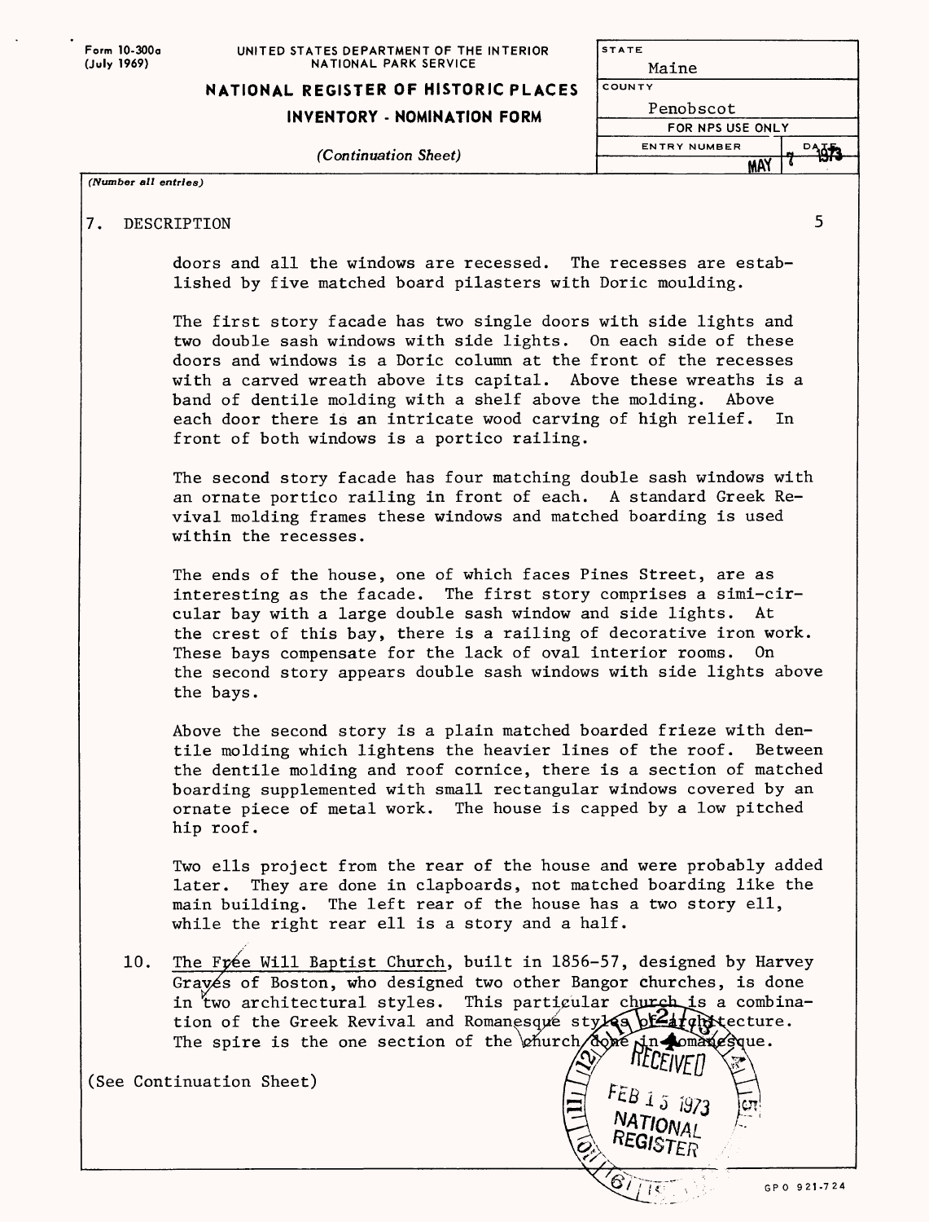Form 10-300a (July 1969)

UNITED STATES DEPARTMENT OF THE INTERIOR
NATIONAL PARK SERVICE

**NATIONAL REGISTER OF HISTORIC PLACES**
**INVENTORY - NOMINATION FORM**

*(Continuation Sheet)*

| STATE | |
|---|---|
| Maine | |
| COUNTY | |
| Penobscot | |
| FOR NPS USE ONLY | |
| ENTRY NUMBER | DATE |
| | MAY 7 1973 |

*(Number all entries)*

7. DESCRIPTION 5

doors and all the windows are recessed. The recesses are established by five matched board pilasters with Doric moulding.

The first story facade has two single doors with side lights and two double sash windows with side lights. On each side of these doors and windows is a Doric column at the front of the recesses with a carved wreath above its capital. Above these wreaths is a band of dentile molding with a shelf above the molding. Above each door there is an intricate wood carving of high relief. In front of both windows is a portico railing.

The second story facade has four matching double sash windows with an ornate portico railing in front of each. A standard Greek Revival molding frames these windows and matched boarding is used within the recesses.

The ends of the house, one of which faces Pines Street, are as interesting as the facade. The first story comprises a simi-circular bay with a large double sash window and side lights. At the crest of this bay, there is a railing of decorative iron work. These bays compensate for the lack of oval interior rooms. On the second story appears double sash windows with side lights above the bays.

Above the second story is a plain matched boarded frieze with dentile molding which lightens the heavier lines of the roof. Between the dentile molding and roof cornice, there is a section of matched boarding supplemented with small rectangular windows covered by an ornate piece of metal work. The house is capped by a low pitched hip roof.

Two ells project from the rear of the house and were probably added later. They are done in clapboards, not matched boarding like the main building. The left rear of the house has a two story ell, while the right rear ell is a story and a half.

10. The Free Will Baptist Church, built in 1856-57, designed by Harvey Graves of Boston, who designed two other Bangor churches, is done in two architectural styles. This particular church is a combination of the Greek Revival and Romanesque styles of architecture. The spire is the one section of the church done in Romanesque.

(See Continuation Sheet)

RECEIVED FEB 15 1973 NATIONAL REGISTER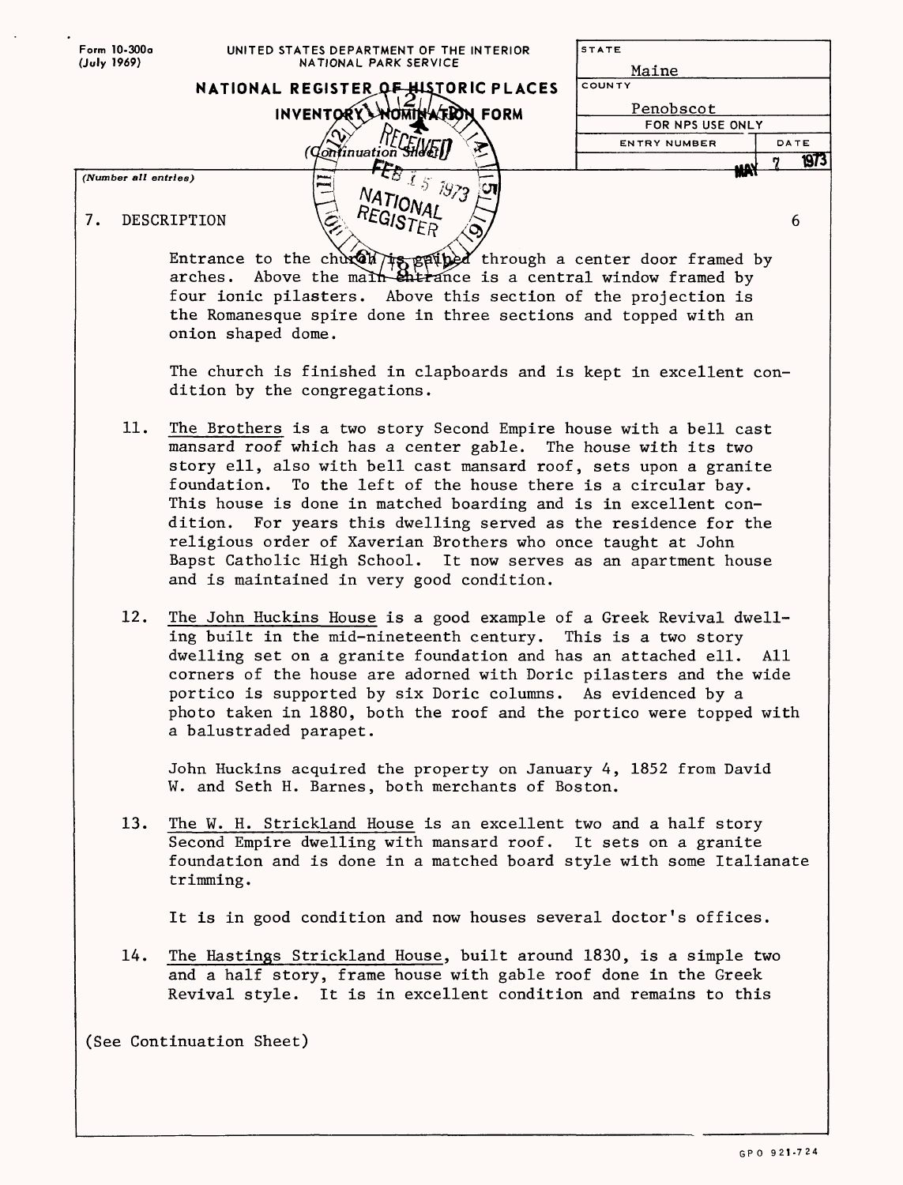Form 10-300a
(July 1969)

UNITED STATES DEPARTMENT OF THE INTERIOR
NATIONAL PARK SERVICE

## NATIONAL REGISTER OF HISTORIC PLACES
## INVENTORY - NOMINATION FORM
(Continuation Sheet)

| STATE | |
|---|---|
| Maine | |
| COUNTY | |
| Penobscot | |
| FOR NPS USE ONLY | |
| ENTRY NUMBER | DATE |
| | MAY 7 1973 |

RECEIVED FEB 15 1973 NATIONAL REGISTER

(Number all entries)

7. DESCRIPTION — 6

Entrance to the church is gained through a center door framed by arches. Above the main entrance is a central window framed by four ionic pilasters. Above this section of the projection is the Romanesque spire done in three sections and topped with an onion shaped dome.

The church is finished in clapboards and is kept in excellent condition by the congregations.

11. The Brothers is a two story Second Empire house with a bell cast mansard roof which has a center gable. The house with its two story ell, also with bell cast mansard roof, sets upon a granite foundation. To the left of the house there is a circular bay. This house is done in matched boarding and is in excellent condition. For years this dwelling served as the residence for the religious order of Xaverian Brothers who once taught at John Bapst Catholic High School. It now serves as an apartment house and is maintained in very good condition.

12. The John Huckins House is a good example of a Greek Revival dwelling built in the mid-nineteenth century. This is a two story dwelling set on a granite foundation and has an attached ell. All corners of the house are adorned with Doric pilasters and the wide portico is supported by six Doric columns. As evidenced by a photo taken in 1880, both the roof and the portico were topped with a balustraded parapet.

    John Huckins acquired the property on January 4, 1852 from David W. and Seth H. Barnes, both merchants of Boston.

13. The W. H. Strickland House is an excellent two and a half story Second Empire dwelling with mansard roof. It sets on a granite foundation and is done in a matched board style with some Italianate trimming.

    It is in good condition and now houses several doctor's offices.

14. The Hastings Strickland House, built around 1830, is a simple two and a half story, frame house with gable roof done in the Greek Revival style. It is in excellent condition and remains to this

(See Continuation Sheet)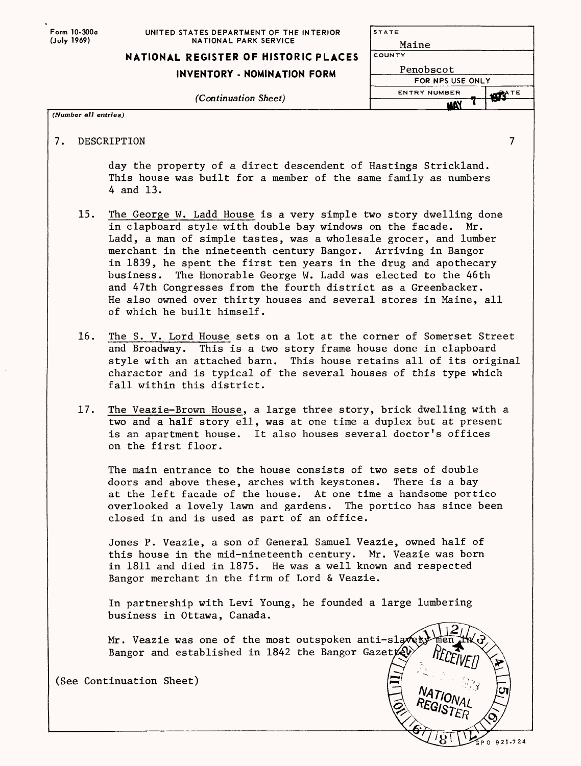Form 10-300a (July 1969)

UNITED STATES DEPARTMENT OF THE INTERIOR
NATIONAL PARK SERVICE

**NATIONAL REGISTER OF HISTORIC PLACES**
**INVENTORY - NOMINATION FORM**

*(Continuation Sheet)*

| STATE | |
|---|---|
| Maine | |
| COUNTY | |
| Penobscot | |
| FOR NPS USE ONLY | |
| ENTRY NUMBER | DATE |
| | MAY 7 1973 |

*(Number all entries)*

## 7. DESCRIPTION

day the property of a direct descendent of Hastings Strickland. This house was built for a member of the same family as numbers 4 and 13.

15. The George W. Ladd House is a very simple two story dwelling done in clapboard style with double bay windows on the facade. Mr. Ladd, a man of simple tastes, was a wholesale grocer, and lumber merchant in the nineteenth century Bangor. Arriving in Bangor in 1839, he spent the first ten years in the drug and apothecary business. The Honorable George W. Ladd was elected to the 46th and 47th Congresses from the fourth district as a Greenbacker. He also owned over thirty houses and several stores in Maine, all of which he built himself.

16. The S. V. Lord House sets on a lot at the corner of Somerset Street and Broadway. This is a two story frame house done in clapboard style with an attached barn. This house retains all of its original charactor and is typical of the several houses of this type which fall within this district.

17. The Veazie-Brown House, a large three story, brick dwelling with a two and a half story ell, was at one time a duplex but at present is an apartment house. It also houses several doctor's offices on the first floor.

    The main entrance to the house consists of two sets of double doors and above these, arches with keystones. There is a bay at the left facade of the house. At one time a handsome portico overlooked a lovely lawn and gardens. The portico has since been closed in and is used as part of an office.

    Jones P. Veazie, a son of General Samuel Veazie, owned half of this house in the mid-nineteenth century. Mr. Veazie was born in 1811 and died in 1875. He was a well known and respected Bangor merchant in the firm of Lord & Veazie.

    In partnership with Levi Young, he founded a large lumbering business in Ottawa, Canada.

    Mr. Veazie was one of the most outspoken anti-slavery men in Bangor and established in 1842 the Bangor Gazette.

(See Continuation Sheet)

RECEIVED NATIONAL REGISTER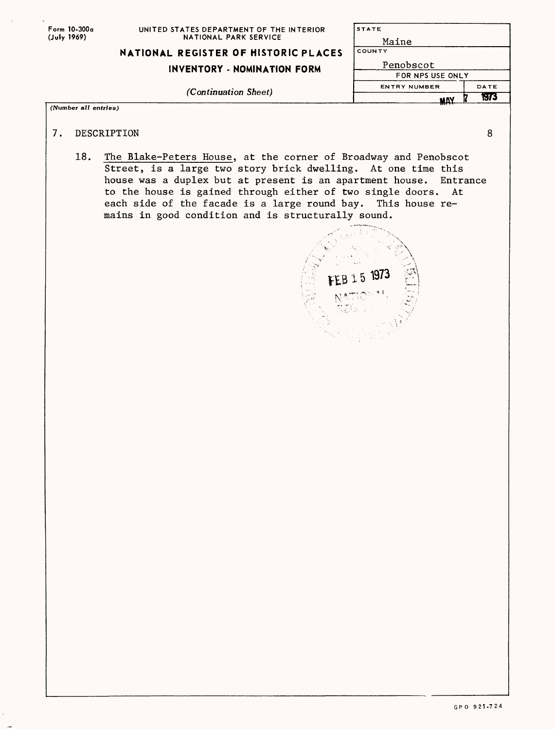Form 10-300a (July 1969)

UNITED STATES DEPARTMENT OF THE INTERIOR
NATIONAL PARK SERVICE

**NATIONAL REGISTER OF HISTORIC PLACES**

**INVENTORY - NOMINATION FORM**

*(Continuation Sheet)*

| STATE | |
|---|---|
| Maine | |
| COUNTY | |
| Penobscot | |
| FOR NPS USE ONLY | |
| ENTRY NUMBER | DATE |
| MAY 7 | 1973 |

*(Number all entries)*

7. DESCRIPTION

18. The Blake-Peters House, at the corner of Broadway and Penobscot Street, is a large two story brick dwelling. At one time this house was a duplex but at present is an apartment house. Entrance to the house is gained through either of two single doors. At each side of the facade is a large round bay. This house remains in good condition and is structurally sound.

FEB 15 1973

GPO 921-724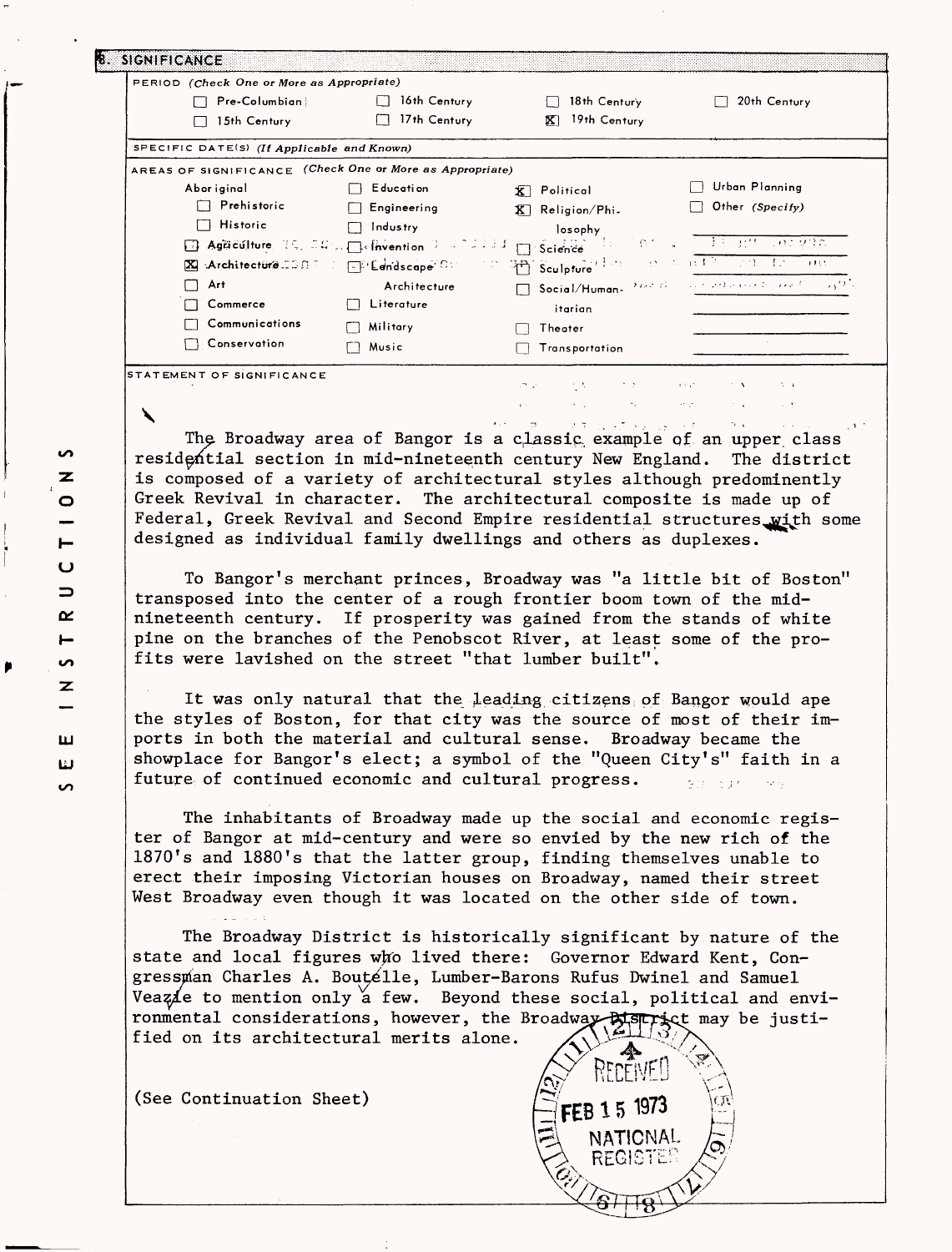## 8. SIGNIFICANCE

**PERIOD** *(Check One or More as Appropriate)*

| | | | |
|---|---|---|---|
| ☐ Pre-Columbian | ☐ 16th Century | ☐ 18th Century | ☐ 20th Century |
| ☐ 15th Century | ☐ 17th Century | ☒ 19th Century | |

**SPECIFIC DATE(S)** *(If Applicable and Known)*

**AREAS OF SIGNIFICANCE** *(Check One or More as Appropriate)*

| | | | |
|---|---|---|---|
| Aboriginal | ☐ Education | ☒ Political | ☐ Urban Planning |
| ☐ Prehistoric | ☐ Engineering | ☒ Religion/Philosophy | ☐ Other *(Specify)* |
| ☐ Historic | ☐ Industry | | |
| ☐ Agriculture | ☐ Invention | ☐ Science | |
| ☒ Architecture | ☐ Landscape Architecture | ☐ Sculpture | |
| ☐ Art | | ☐ Social/Humanitarian | |
| ☐ Commerce | ☐ Literature | | |
| ☐ Communications | ☐ Military | ☐ Theater | |
| ☐ Conservation | ☐ Music | ☐ Transportation | |

**STATEMENT OF SIGNIFICANCE**

The Broadway area of Bangor is a classic example of an upper class residential section in mid-nineteenth century New England. The district is composed of a variety of architectural styles although predominently Greek Revival in character. The architectural composite is made up of Federal, Greek Revival and Second Empire residential structures with some designed as individual family dwellings and others as duplexes.

To Bangor's merchant princes, Broadway was "a little bit of Boston" transposed into the center of a rough frontier boom town of the mid-nineteenth century. If prosperity was gained from the stands of white pine on the branches of the Penobscot River, at least some of the profits were lavished on the street "that lumber built".

It was only natural that the leading citizens of Bangor would ape the styles of Boston, for that city was the source of most of their imports in both the material and cultural sense. Broadway became the showplace for Bangor's elect; a symbol of the "Queen City's" faith in a future of continued economic and cultural progress.

The inhabitants of Broadway made up the social and economic register of Bangor at mid-century and were so envied by the new rich of the 1870's and 1880's that the latter group, finding themselves unable to erect their imposing Victorian houses on Broadway, named their street West Broadway even though it was located on the other side of town.

The Broadway District is historically significant by nature of the state and local figures who lived there: Governor Edward Kent, Congressman Charles A. Boutelle, Lumber-Barons Rufus Dwinel and Samuel Veazie to mention only a few. Beyond these social, political and environmental considerations, however, the Broadway District may be justified on its architectural merits alone.

(See Continuation Sheet)

RECEIVED FEB 15 1973 NATIONAL REGISTER

SEE INSTRUCTIONS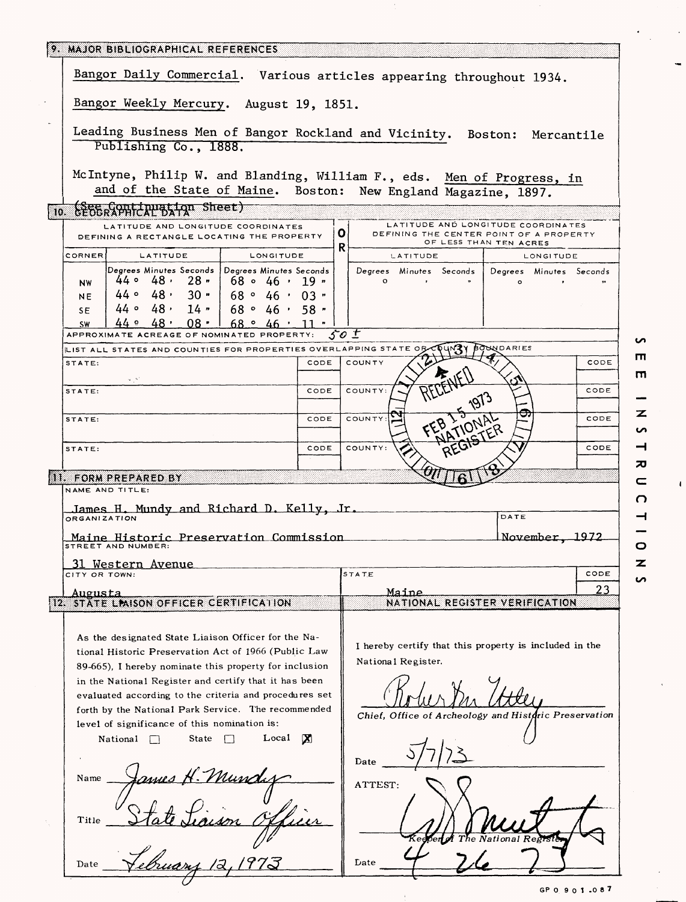## 9. MAJOR BIBLIOGRAPHICAL REFERENCES

Bangor Daily Commercial. Various articles appearing throughout 1934.

Bangor Weekly Mercury. August 19, 1851.

Leading Business Men of Bangor Rockland and Vicinity. Boston: Mercantile Publishing Co., 1888.

McIntyne, Philip W. and Blanding, William F., eds. Men of Progress, in and of the State of Maine. Boston: New England Magazine, 1897.

(See Continuation Sheet)

## 10. GEOGRAPHICAL DATA

LATITUDE AND LONGITUDE COORDINATES DEFINING A RECTANGLE LOCATING THE PROPERTY

| CORNER | LATITUDE (Degrees Minutes Seconds) | LONGITUDE (Degrees Minutes Seconds) |
|---|---|---|
| NW | 44° 48' 28" | 68° 46' 19" |
| NE | 44° 48' 30" | 68° 46' 03" |
| SE | 44° 48' 14" | 68° 46' 58" |
| SW | 44° 48' 08" | 68° 46' 11" |

OR

LATITUDE AND LONGITUDE COORDINATES DEFINING THE CENTER POINT OF A PROPERTY OF LESS THAN TEN ACRES

| LATITUDE (Degrees Minutes Seconds) | LONGITUDE (Degrees Minutes Seconds) |
|---|---|
| ° ' " | ° ' " |

APPROXIMATE ACREAGE OF NOMINATED PROPERTY: 50±

LIST ALL STATES AND COUNTIES FOR PROPERTIES OVERLAPPING STATE OR COUNTY BOUNDARIES

| STATE: | CODE | COUNTY | CODE |
|---|---|---|---|
| STATE: | CODE | COUNTY: | CODE |
| STATE: | CODE | COUNTY: | CODE |
| STATE: | CODE | COUNTY: | CODE |

RECEIVED FEB 15 1973 NATIONAL REGISTER

## 11. FORM PREPARED BY

NAME AND TITLE: James H. Mundy and Richard D. Kelly, Jr.

ORGANIZATION: Maine Historic Preservation Commission

DATE: November, 1972

STREET AND NUMBER: 31 Western Avenue

CITY OR TOWN: Augusta

STATE: Maine

CODE: 23

## 12. STATE LIAISON OFFICER CERTIFICATION

As the designated State Liaison Officer for the National Historic Preservation Act of 1966 (Public Law 89-665), I hereby nominate this property for inclusion in the National Register and certify that it has been evaluated according to the criteria and procedures set forth by the National Park Service. The recommended level of significance of this nomination is:

National ☐ State ☐ Local ☒

Name: James H. Mundy

Title: State Liaison Officer

Date: February 12, 1973

## NATIONAL REGISTER VERIFICATION

I hereby certify that this property is included in the National Register.

Robert M. Utley

Chief, Office of Archeology and Historic Preservation

Date: 5/7/73

ATTEST:

Keeper of The National Register

Date: 4 26 73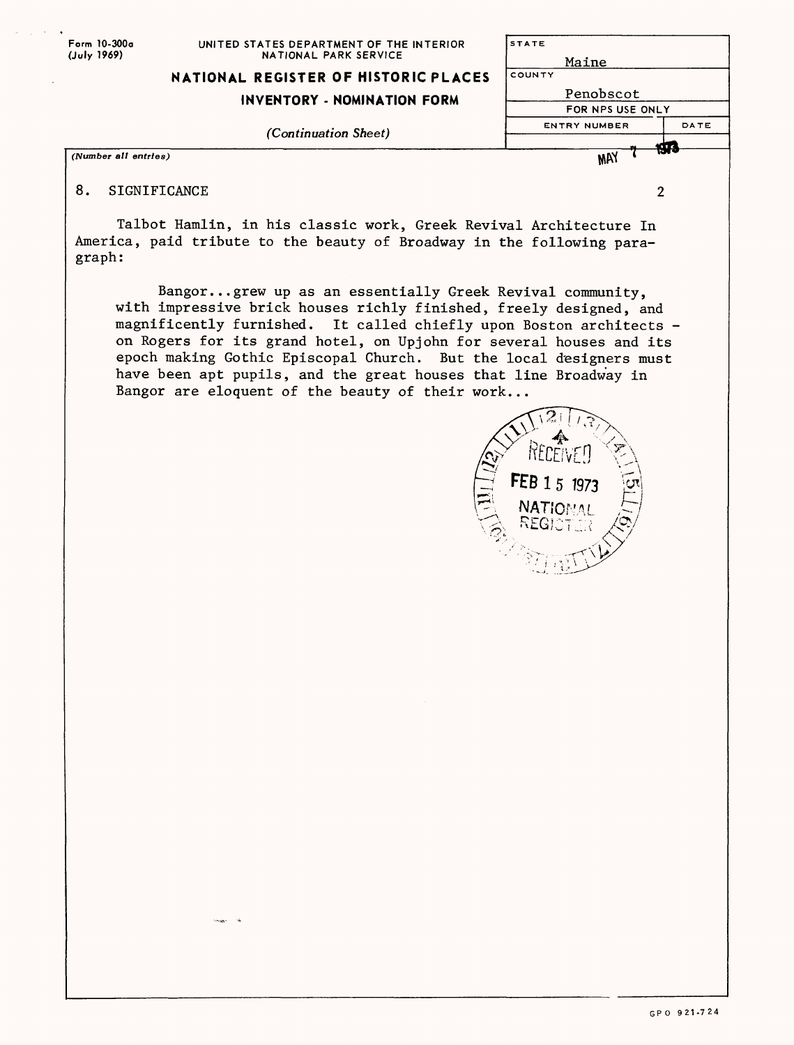Form 10-300a (July 1969)

UNITED STATES DEPARTMENT OF THE INTERIOR
NATIONAL PARK SERVICE

**NATIONAL REGISTER OF HISTORIC PLACES**
**INVENTORY - NOMINATION FORM**

*(Continuation Sheet)*

| STATE | |
|---|---|
| Maine | |
| COUNTY | |
| Penobscot | |
| FOR NPS USE ONLY | |
| ENTRY NUMBER | DATE |
| | MAY 7 1973 |

*(Number all entries)*

8. SIGNIFICANCE

Talbot Hamlin, in his classic work, Greek Revival Architecture In America, paid tribute to the beauty of Broadway in the following paragraph:

> Bangor...grew up as an essentially Greek Revival community, with impressive brick houses richly finished, freely designed, and magnificently furnished. It called chiefly upon Boston architects - on Rogers for its grand hotel, on Upjohn for several houses and its epoch making Gothic Episcopal Church. But the local designers must have been apt pupils, and the great houses that line Broadway in Bangor are eloquent of the beauty of their work...

RECEIVED FEB 15 1973 NATIONAL REGISTER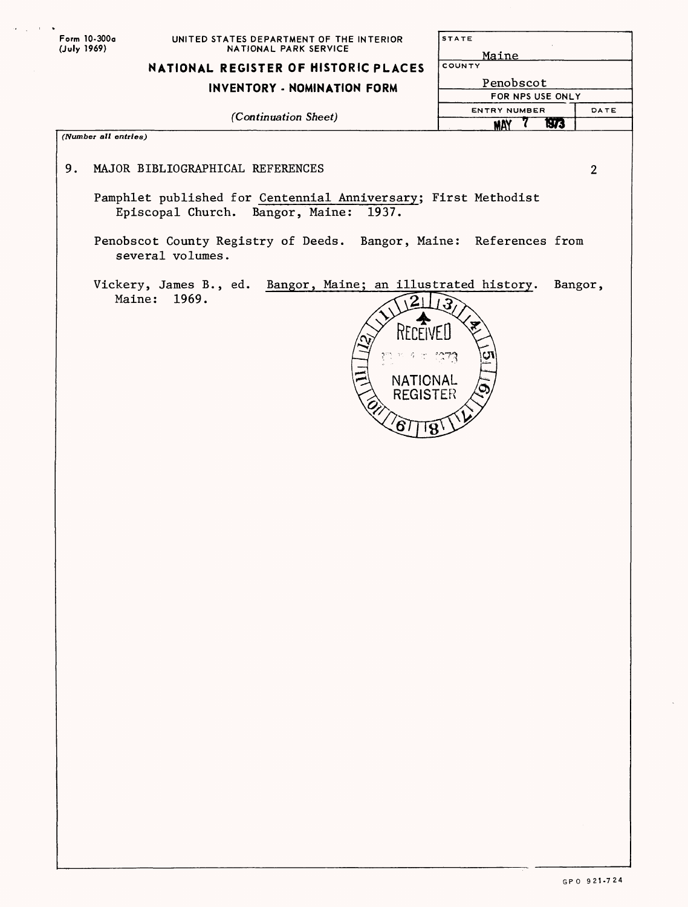Form 10-300a
(July 1969)

UNITED STATES DEPARTMENT OF THE INTERIOR
NATIONAL PARK SERVICE

**NATIONAL REGISTER OF HISTORIC PLACES**
**INVENTORY - NOMINATION FORM**

*(Continuation Sheet)*

| | |
|---|---|
| STATE | Maine |
| COUNTY | Penobscot |
| FOR NPS USE ONLY | |
| ENTRY NUMBER | DATE |
| MAY 7 1973 | |

*(Number all entries)*

9. MAJOR BIBLIOGRAPHICAL REFERENCES

Pamphlet published for Centennial Anniversary; First Methodist Episcopal Church. Bangor, Maine: 1937.

Penobscot County Registry of Deeds. Bangor, Maine: References from several volumes.

Vickery, James B., ed. Bangor, Maine; an illustrated history. Bangor, Maine: 1969.

RECEIVED
NATIONAL REGISTER

GPO 921-724